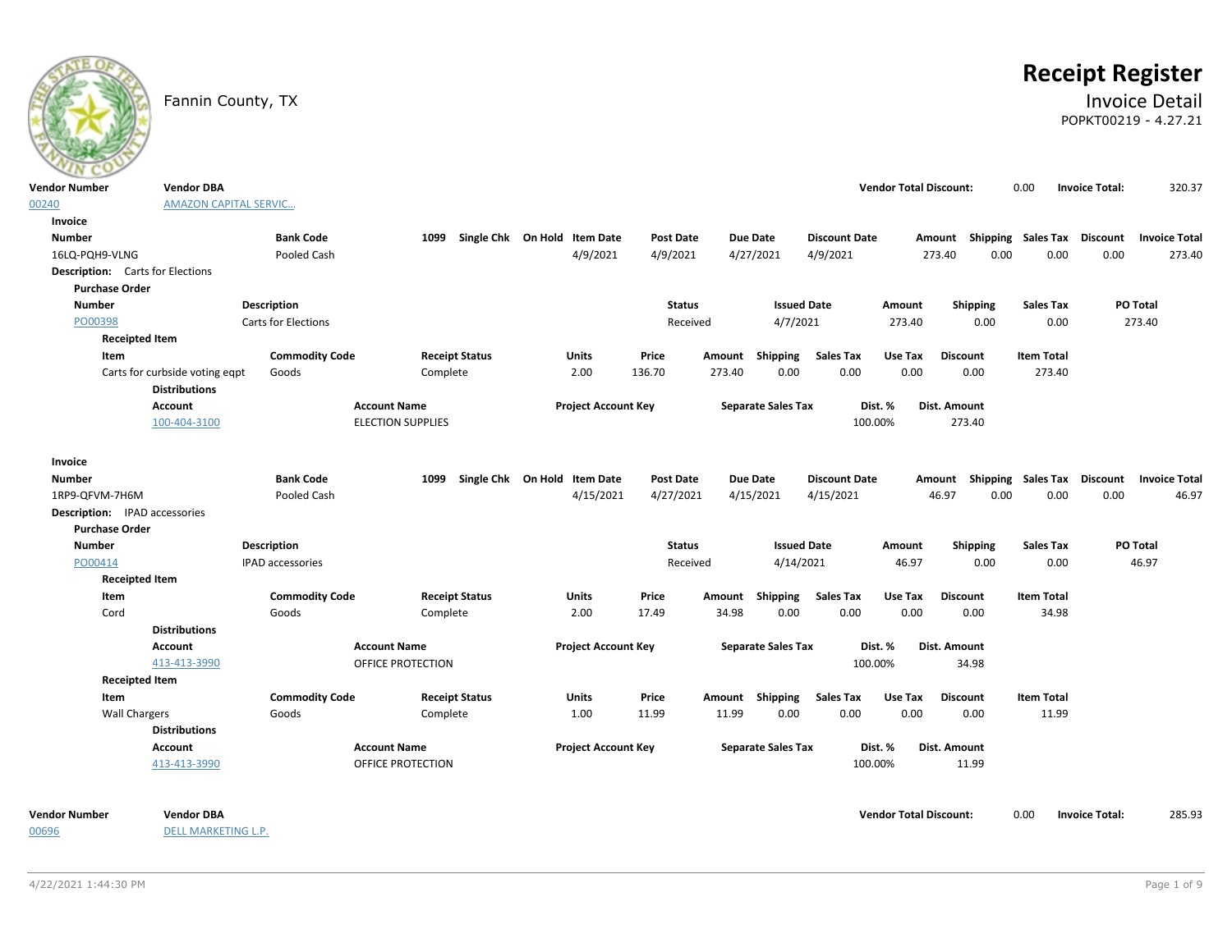Fannin County, TX

# Receipt Register

## Invoice Detail

POPKT00219 - 4.27.21

| Vendor Number | Vendor DBA | Vendor Total Discount: | Invoice Total: |
|---|---|---|---|
| 00240 | AMAZON CAPITAL SERVIC... | 0.00 | 320.37 |

**Invoice**

| Number | Bank Code | 1099 | Single Chk | On Hold | Item Date | Post Date | Due Date | Discount Date | Amount | Shipping | Sales Tax | Discount | Invoice Total |
|---|---|---|---|---|---|---|---|---|---|---|---|---|---|
| 16LQ-PQH9-VLNG | Pooled Cash | | | | 4/9/2021 | 4/9/2021 | 4/27/2021 | 4/9/2021 | 273.40 | 0.00 | 0.00 | 0.00 | 273.40 |

**Description:** Carts for Elections

**Purchase Order**

| Number | Description | Status | Issued Date | Amount | Shipping | Sales Tax | PO Total |
|---|---|---|---|---|---|---|---|
| PO00398 | Carts for Elections | Received | 4/7/2021 | 273.40 | 0.00 | 0.00 | 273.40 |

**Receipted Item**

| Item | Commodity Code | Receipt Status | Units | Price | Amount | Shipping | Sales Tax | Use Tax | Discount | Item Total |
|---|---|---|---|---|---|---|---|---|---|---|
| Carts for curbside voting eqpt | Goods | Complete | 2.00 | 136.70 | 273.40 | 0.00 | 0.00 | 0.00 | 0.00 | 273.40 |

**Distributions**

| Account | Account Name | Project Account Key | Separate Sales Tax | Dist. % | Dist. Amount |
|---|---|---|---|---|---|
| 100-404-3100 | ELECTION SUPPLIES | | | 100.00% | 273.40 |

**Invoice**

| Number | Bank Code | 1099 | Single Chk | On Hold | Item Date | Post Date | Due Date | Discount Date | Amount | Shipping | Sales Tax | Discount | Invoice Total |
|---|---|---|---|---|---|---|---|---|---|---|---|---|---|
| 1RP9-QFVM-7H6M | Pooled Cash | | | | 4/15/2021 | 4/27/2021 | 4/15/2021 | 4/15/2021 | 46.97 | 0.00 | 0.00 | 0.00 | 46.97 |

**Description:** IPAD accessories

**Purchase Order**

| Number | Description | Status | Issued Date | Amount | Shipping | Sales Tax | PO Total |
|---|---|---|---|---|---|---|---|
| PO00414 | IPAD accessories | Received | 4/14/2021 | 46.97 | 0.00 | 0.00 | 46.97 |

**Receipted Item**

| Item | Commodity Code | Receipt Status | Units | Price | Amount | Shipping | Sales Tax | Use Tax | Discount | Item Total |
|---|---|---|---|---|---|---|---|---|---|---|
| Cord | Goods | Complete | 2.00 | 17.49 | 34.98 | 0.00 | 0.00 | 0.00 | 0.00 | 34.98 |

**Distributions**

| Account | Account Name | Project Account Key | Separate Sales Tax | Dist. % | Dist. Amount |
|---|---|---|---|---|---|
| 413-413-3990 | OFFICE PROTECTION | | | 100.00% | 34.98 |

**Receipted Item**

| Item | Commodity Code | Receipt Status | Units | Price | Amount | Shipping | Sales Tax | Use Tax | Discount | Item Total |
|---|---|---|---|---|---|---|---|---|---|---|
| Wall Chargers | Goods | Complete | 1.00 | 11.99 | 11.99 | 0.00 | 0.00 | 0.00 | 0.00 | 11.99 |

**Distributions**

| Account | Account Name | Project Account Key | Separate Sales Tax | Dist. % | Dist. Amount |
|---|---|---|---|---|---|
| 413-413-3990 | OFFICE PROTECTION | | | 100.00% | 11.99 |

| Vendor Number | Vendor DBA | Vendor Total Discount: | Invoice Total: |
|---|---|---|---|
| 00696 | DELL MARKETING L.P. | 0.00 | 285.93 |

4/22/2021 1:44:30 PM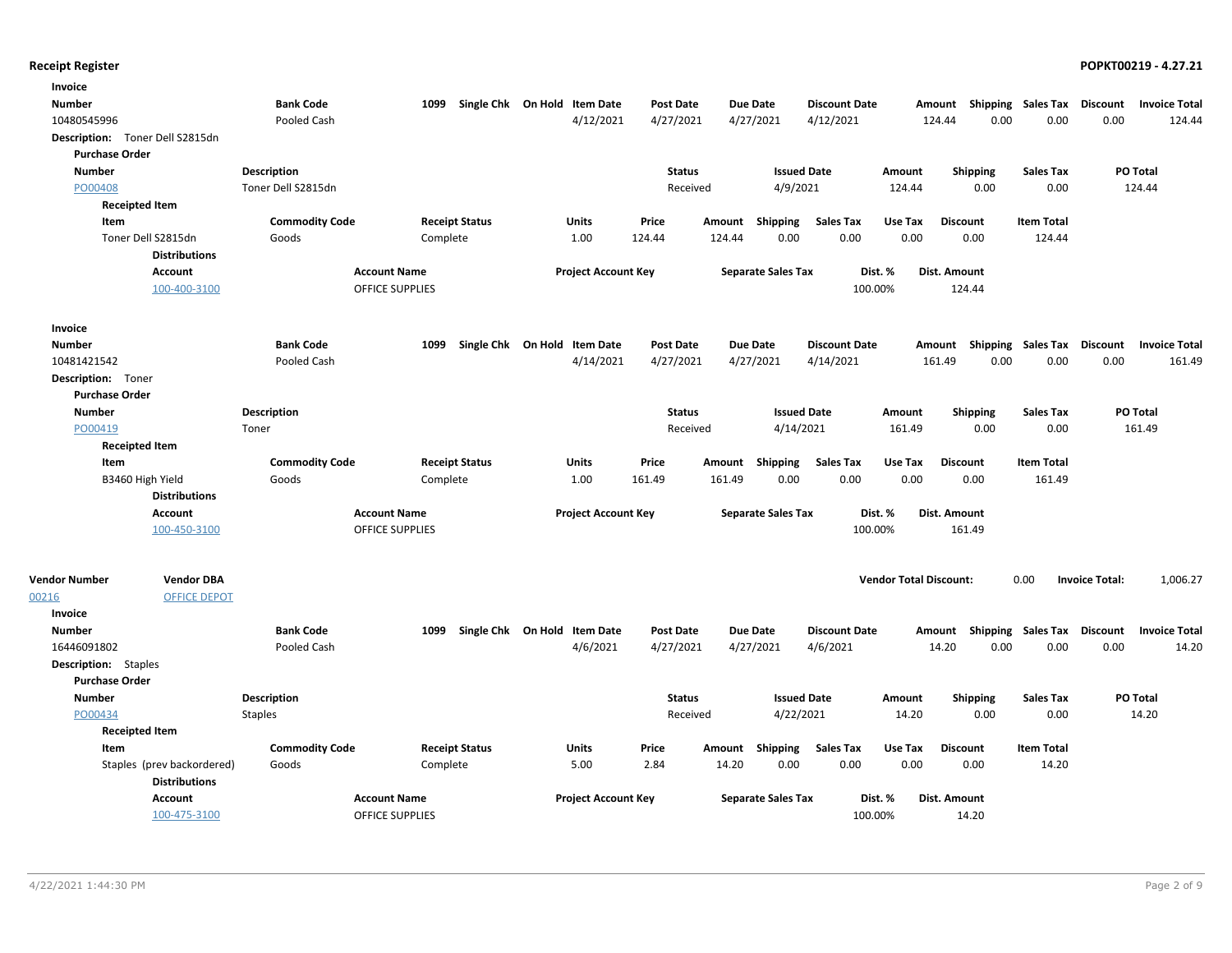## Receipt Register

**POPKT00219 - 4.27.21**

**Invoice**

| Number | Bank Code | 1099 | Single Chk | On Hold | Item Date | Post Date | Due Date | Discount Date | Amount | Shipping | Sales Tax | Discount | Invoice Total |
|---|---|---|---|---|---|---|---|---|---|---|---|---|---|
| 10480545996 | Pooled Cash | | | | 4/12/2021 | 4/27/2021 | 4/27/2021 | 4/12/2021 | 124.44 | 0.00 | 0.00 | 0.00 | 124.44 |

**Description:** Toner Dell S2815dn

**Purchase Order**

| Number | Description | Status | Issued Date | Amount | Shipping | Sales Tax | PO Total |
|---|---|---|---|---|---|---|---|
| PO00408 | Toner Dell S2815dn | Received | 4/9/2021 | 124.44 | 0.00 | 0.00 | 124.44 |

**Receipted Item**

| Item | Commodity Code | Receipt Status | Units | Price | Amount | Shipping | Sales Tax | Use Tax | Discount | Item Total |
|---|---|---|---|---|---|---|---|---|---|---|
| Toner Dell S2815dn | Goods | Complete | 1.00 | 124.44 | 124.44 | 0.00 | 0.00 | 0.00 | 0.00 | 124.44 |

**Distributions**

| Account | Account Name | Project Account Key | Separate Sales Tax | Dist. % | Dist. Amount |
|---|---|---|---|---|---|
| 100-400-3100 | OFFICE SUPPLIES | | | 100.00% | 124.44 |

**Invoice**

| Number | Bank Code | 1099 | Single Chk | On Hold | Item Date | Post Date | Due Date | Discount Date | Amount | Shipping | Sales Tax | Discount | Invoice Total |
|---|---|---|---|---|---|---|---|---|---|---|---|---|---|
| 10481421542 | Pooled Cash | | | | 4/14/2021 | 4/27/2021 | 4/27/2021 | 4/14/2021 | 161.49 | 0.00 | 0.00 | 0.00 | 161.49 |

**Description:** Toner

**Purchase Order**

| Number | Description | Status | Issued Date | Amount | Shipping | Sales Tax | PO Total |
|---|---|---|---|---|---|---|---|
| PO00419 | Toner | Received | 4/14/2021 | 161.49 | 0.00 | 0.00 | 161.49 |

**Receipted Item**

| Item | Commodity Code | Receipt Status | Units | Price | Amount | Shipping | Sales Tax | Use Tax | Discount | Item Total |
|---|---|---|---|---|---|---|---|---|---|---|
| B3460 High Yield | Goods | Complete | 1.00 | 161.49 | 161.49 | 0.00 | 0.00 | 0.00 | 0.00 | 161.49 |

**Distributions**

| Account | Account Name | Project Account Key | Separate Sales Tax | Dist. % | Dist. Amount |
|---|---|---|---|---|---|
| 100-450-3100 | OFFICE SUPPLIES | | | 100.00% | 161.49 |

| Vendor Number | Vendor DBA | Vendor Total Discount: | | Invoice Total: | |
|---|---|---|---|---|---|
| 00216 | OFFICE DEPOT | | 0.00 | | 1,006.27 |

**Invoice**

| Number | Bank Code | 1099 | Single Chk | On Hold | Item Date | Post Date | Due Date | Discount Date | Amount | Shipping | Sales Tax | Discount | Invoice Total |
|---|---|---|---|---|---|---|---|---|---|---|---|---|---|
| 16446091802 | Pooled Cash | | | | 4/6/2021 | 4/27/2021 | 4/27/2021 | 4/6/2021 | 14.20 | 0.00 | 0.00 | 0.00 | 14.20 |

**Description:** Staples

**Purchase Order**

| Number | Description | Status | Issued Date | Amount | Shipping | Sales Tax | PO Total |
|---|---|---|---|---|---|---|---|
| PO00434 | Staples | Received | 4/22/2021 | 14.20 | 0.00 | 0.00 | 14.20 |

**Receipted Item**

| Item | Commodity Code | Receipt Status | Units | Price | Amount | Shipping | Sales Tax | Use Tax | Discount | Item Total |
|---|---|---|---|---|---|---|---|---|---|---|
| Staples (prev backordered) | Goods | Complete | 5.00 | 2.84 | 14.20 | 0.00 | 0.00 | 0.00 | 0.00 | 14.20 |

**Distributions**

| Account | Account Name | Project Account Key | Separate Sales Tax | Dist. % | Dist. Amount |
|---|---|---|---|---|---|
| 100-475-3100 | OFFICE SUPPLIES | | | 100.00% | 14.20 |

4/22/2021 1:44:30 PM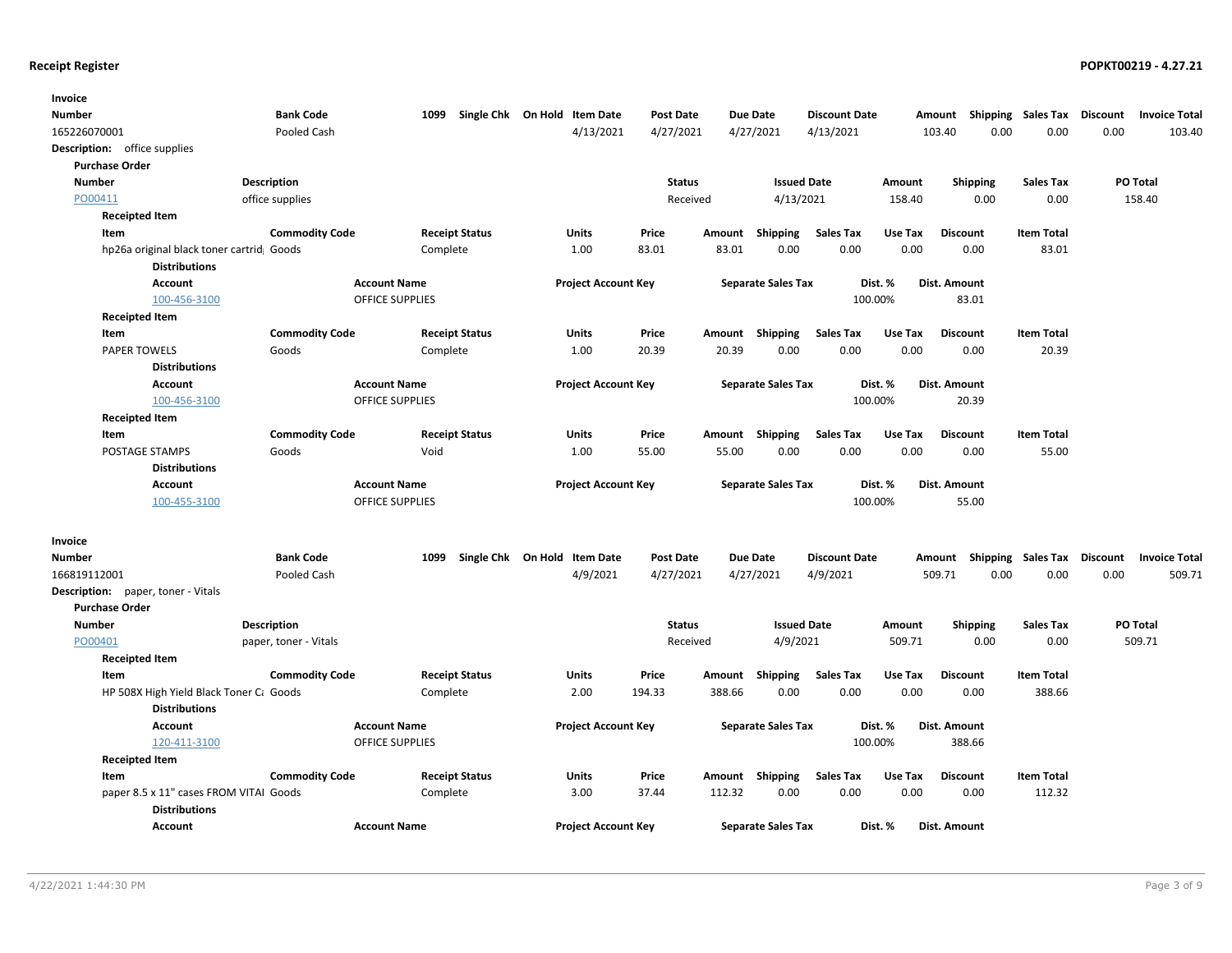**Receipt Register**

**Invoice**

| Number | Bank Code | 1099 | Single Chk | On Hold | Item Date | Post Date | Due Date | Discount Date | Amount | Shipping | Sales Tax | Discount | Invoice Total |
|---|---|---|---|---|---|---|---|---|---|---|---|---|---|
| 165226070001 | Pooled Cash | | | | 4/13/2021 | 4/27/2021 | 4/27/2021 | 4/13/2021 | 103.40 | 0.00 | 0.00 | 0.00 | 103.40 |

**Description:** office supplies

**Purchase Order**

| Number | Description | Status | Issued Date | Amount | Shipping | Sales Tax | PO Total |
|---|---|---|---|---|---|---|---|
| PO00411 | office supplies | Received | 4/13/2021 | 158.40 | 0.00 | 0.00 | 158.40 |

**Receipted Item**

| Item | Commodity Code | Receipt Status | Units | Price | Amount | Shipping | Sales Tax | Use Tax | Discount | Item Total |
|---|---|---|---|---|---|---|---|---|---|---|
| hp26a original black toner cartrid | Goods | Complete | 1.00 | 83.01 | 83.01 | 0.00 | 0.00 | 0.00 | 0.00 | 83.01 |

**Distributions**

| Account | Account Name | Project Account Key | Separate Sales Tax | Dist. % | Dist. Amount |
|---|---|---|---|---|---|
| 100-456-3100 | OFFICE SUPPLIES | | | 100.00% | 83.01 |

**Receipted Item**

| Item | Commodity Code | Receipt Status | Units | Price | Amount | Shipping | Sales Tax | Use Tax | Discount | Item Total |
|---|---|---|---|---|---|---|---|---|---|---|
| PAPER TOWELS | Goods | Complete | 1.00 | 20.39 | 20.39 | 0.00 | 0.00 | 0.00 | 0.00 | 20.39 |

**Distributions**

| Account | Account Name | Project Account Key | Separate Sales Tax | Dist. % | Dist. Amount |
|---|---|---|---|---|---|
| 100-456-3100 | OFFICE SUPPLIES | | | 100.00% | 20.39 |

**Receipted Item**

| Item | Commodity Code | Receipt Status | Units | Price | Amount | Shipping | Sales Tax | Use Tax | Discount | Item Total |
|---|---|---|---|---|---|---|---|---|---|---|
| POSTAGE STAMPS | Goods | Void | 1.00 | 55.00 | 55.00 | 0.00 | 0.00 | 0.00 | 0.00 | 55.00 |

**Distributions**

| Account | Account Name | Project Account Key | Separate Sales Tax | Dist. % | Dist. Amount |
|---|---|---|---|---|---|
| 100-455-3100 | OFFICE SUPPLIES | | | 100.00% | 55.00 |

**Invoice**

| Number | Bank Code | 1099 | Single Chk | On Hold | Item Date | Post Date | Due Date | Discount Date | Amount | Shipping | Sales Tax | Discount | Invoice Total |
|---|---|---|---|---|---|---|---|---|---|---|---|---|---|
| 166819112001 | Pooled Cash | | | | 4/9/2021 | 4/27/2021 | 4/27/2021 | 4/9/2021 | 509.71 | 0.00 | 0.00 | 0.00 | 509.71 |

**Description:** paper, toner - Vitals

**Purchase Order**

| Number | Description | Status | Issued Date | Amount | Shipping | Sales Tax | PO Total |
|---|---|---|---|---|---|---|---|
| PO00401 | paper, toner - Vitals | Received | 4/9/2021 | 509.71 | 0.00 | 0.00 | 509.71 |

**Receipted Item**

| Item | Commodity Code | Receipt Status | Units | Price | Amount | Shipping | Sales Tax | Use Tax | Discount | Item Total |
|---|---|---|---|---|---|---|---|---|---|---|
| HP 508X High Yield Black Toner C | Goods | Complete | 2.00 | 194.33 | 388.66 | 0.00 | 0.00 | 0.00 | 0.00 | 388.66 |

**Distributions**

| Account | Account Name | Project Account Key | Separate Sales Tax | Dist. % | Dist. Amount |
|---|---|---|---|---|---|
| 120-411-3100 | OFFICE SUPPLIES | | | 100.00% | 388.66 |

**Receipted Item**

| Item | Commodity Code | Receipt Status | Units | Price | Amount | Shipping | Sales Tax | Use Tax | Discount | Item Total |
|---|---|---|---|---|---|---|---|---|---|---|
| paper 8.5 x 11" cases FROM VITAI | Goods | Complete | 3.00 | 37.44 | 112.32 | 0.00 | 0.00 | 0.00 | 0.00 | 112.32 |

**Distributions**

| Account | Account Name | Project Account Key | Separate Sales Tax | Dist. % | Dist. Amount |
|---|---|---|---|---|---|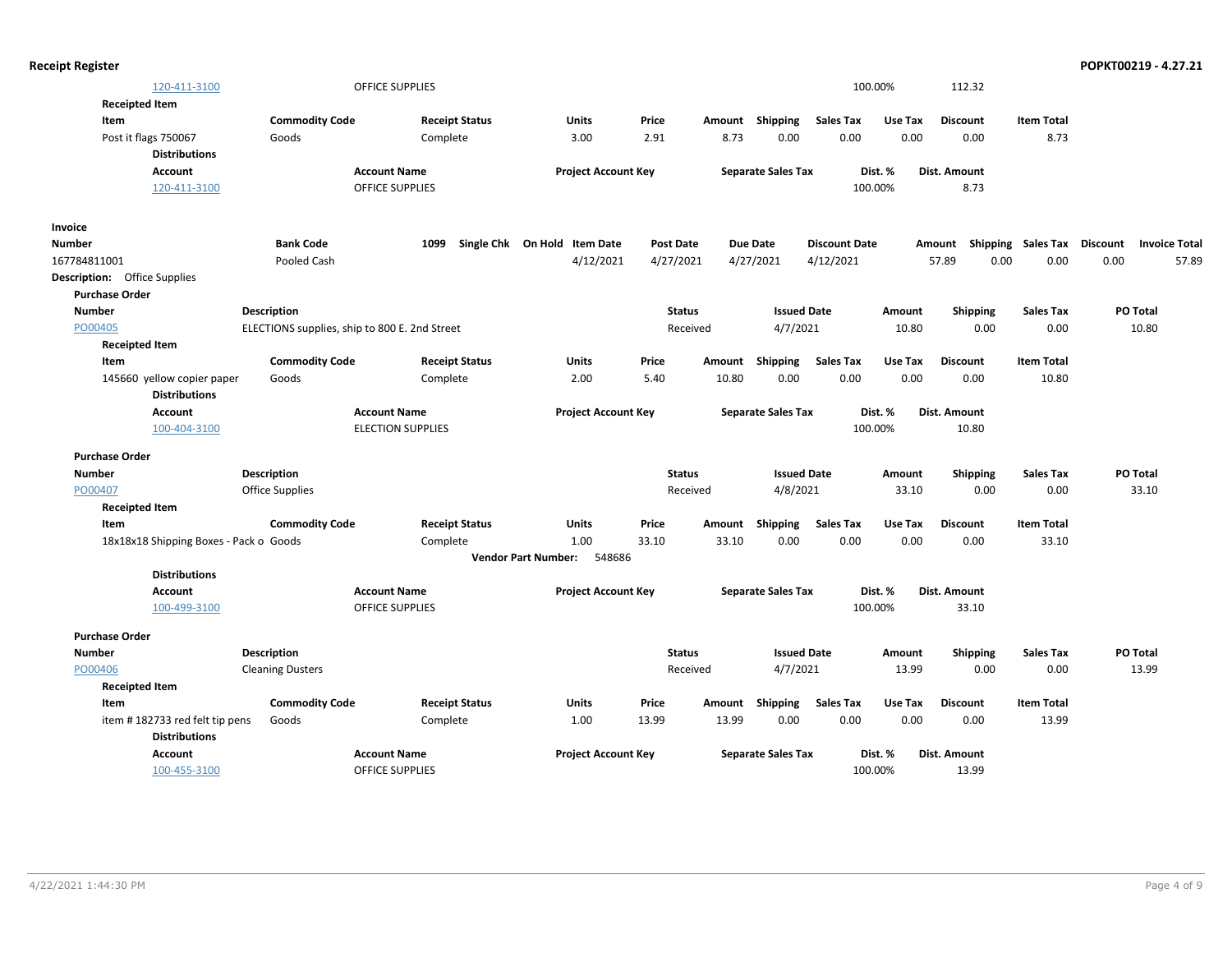| Account | Account Name | Project Account Key | Separate Sales Tax | Dist. % | Dist. Amount |
|---|---|---|---|---|---|
| 120-411-3100 | OFFICE SUPPLIES | | | 100.00% | 112.32 |

**Receipted Item**

| Item | Commodity Code | Receipt Status | Units | Price | Amount | Shipping | Sales Tax | Use Tax | Discount | Item Total |
|---|---|---|---|---|---|---|---|---|---|---|
| Post it flags 750067 | Goods | Complete | 3.00 | 2.91 | 8.73 | 0.00 | 0.00 | 0.00 | 0.00 | 8.73 |

**Distributions**

| Account | Account Name | Project Account Key | Separate Sales Tax | Dist. % | Dist. Amount |
|---|---|---|---|---|---|
| 120-411-3100 | OFFICE SUPPLIES | | | 100.00% | 8.73 |

**Invoice**

| Number | Bank Code | 1099 | Single Chk | On Hold | Item Date | Post Date | Due Date | Discount Date | Amount | Shipping | Sales Tax | Discount | Invoice Total |
|---|---|---|---|---|---|---|---|---|---|---|---|---|---|
| 167784811001 | Pooled Cash | | | | 4/12/2021 | 4/27/2021 | 4/27/2021 | 4/12/2021 | 57.89 | 0.00 | 0.00 | 0.00 | 57.89 |

**Description:** Office Supplies

**Purchase Order**

| Number | Description | Status | Issued Date | Amount | Shipping | Sales Tax | PO Total |
|---|---|---|---|---|---|---|---|
| PO00405 | ELECTIONS supplies, ship to 800 E. 2nd Street | Received | 4/7/2021 | 10.80 | 0.00 | 0.00 | 10.80 |

**Receipted Item**

| Item | Commodity Code | Receipt Status | Units | Price | Amount | Shipping | Sales Tax | Use Tax | Discount | Item Total |
|---|---|---|---|---|---|---|---|---|---|---|
| 145660 yellow copier paper | Goods | Complete | 2.00 | 5.40 | 10.80 | 0.00 | 0.00 | 0.00 | 0.00 | 10.80 |

**Distributions**

| Account | Account Name | Project Account Key | Separate Sales Tax | Dist. % | Dist. Amount |
|---|---|---|---|---|---|
| 100-404-3100 | ELECTION SUPPLIES | | | 100.00% | 10.80 |

**Purchase Order**

| Number | Description | Status | Issued Date | Amount | Shipping | Sales Tax | PO Total |
|---|---|---|---|---|---|---|---|
| PO00407 | Office Supplies | Received | 4/8/2021 | 33.10 | 0.00 | 0.00 | 33.10 |

**Receipted Item**

| Item | Commodity Code | Receipt Status | Units | Price | Amount | Shipping | Sales Tax | Use Tax | Discount | Item Total |
|---|---|---|---|---|---|---|---|---|---|---|
| 18x18x18 Shipping Boxes - Pack o | Goods | Complete | 1.00 | 33.10 | 33.10 | 0.00 | 0.00 | 0.00 | 0.00 | 33.10 |

**Vendor Part Number:** 548686

**Distributions**

| Account | Account Name | Project Account Key | Separate Sales Tax | Dist. % | Dist. Amount |
|---|---|---|---|---|---|
| 100-499-3100 | OFFICE SUPPLIES | | | 100.00% | 33.10 |

**Purchase Order**

| Number | Description | Status | Issued Date | Amount | Shipping | Sales Tax | PO Total |
|---|---|---|---|---|---|---|---|
| PO00406 | Cleaning Dusters | Received | 4/7/2021 | 13.99 | 0.00 | 0.00 | 13.99 |

**Receipted Item**

| Item | Commodity Code | Receipt Status | Units | Price | Amount | Shipping | Sales Tax | Use Tax | Discount | Item Total |
|---|---|---|---|---|---|---|---|---|---|---|
| item # 182733 red felt tip pens | Goods | Complete | 1.00 | 13.99 | 13.99 | 0.00 | 0.00 | 0.00 | 0.00 | 13.99 |

**Distributions**

| Account | Account Name | Project Account Key | Separate Sales Tax | Dist. % | Dist. Amount |
|---|---|---|---|---|---|
| 100-455-3100 | OFFICE SUPPLIES | | | 100.00% | 13.99 |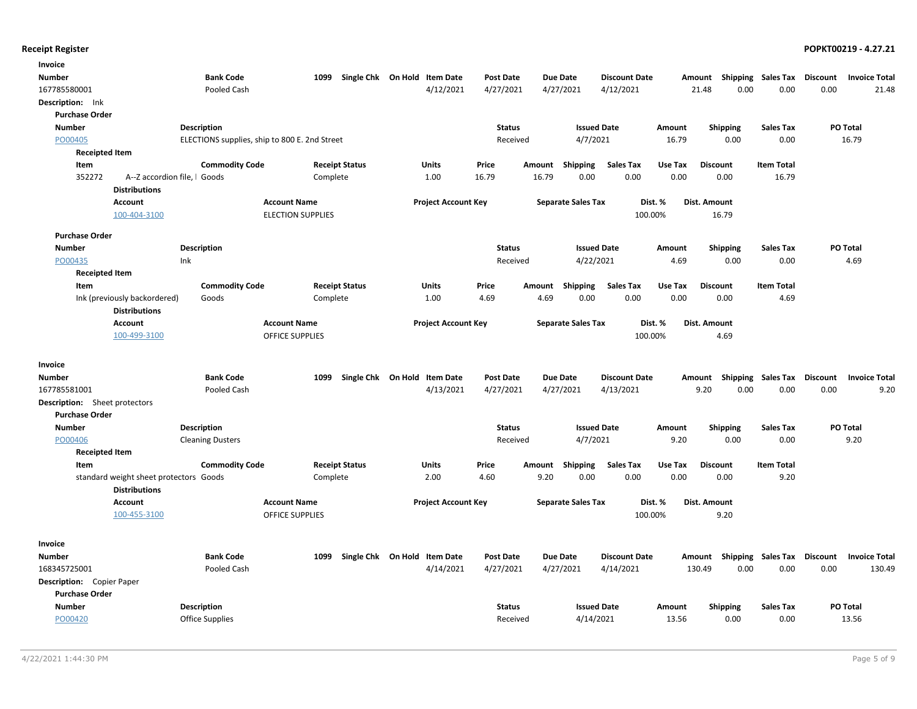**Receipt Register** **POPKT00219 - 4.27.21**

**Invoice**

| Number | Bank Code | 1099 | Single Chk | On Hold | Item Date | Post Date | Due Date | Discount Date | Amount | Shipping | Sales Tax | Discount | Invoice Total |
|---|---|---|---|---|---|---|---|---|---|---|---|---|---|
| 167785580001 | Pooled Cash | | | | 4/12/2021 | 4/27/2021 | 4/27/2021 | 4/12/2021 | 21.48 | 0.00 | 0.00 | 0.00 | 21.48 |

**Description:** Ink

**Purchase Order**

| Number | Description | Status | Issued Date | Amount | Shipping | Sales Tax | PO Total |
|---|---|---|---|---|---|---|---|
| PO00405 | ELECTIONS supplies, ship to 800 E. 2nd Street | Received | 4/7/2021 | 16.79 | 0.00 | 0.00 | 16.79 |

**Receipted Item**

| Item | Commodity Code | Receipt Status | Units | Price | Amount | Shipping | Sales Tax | Use Tax | Discount | Item Total |
|---|---|---|---|---|---|---|---|---|---|---|
| 352272 A--Z accordion file, l | Goods | Complete | 1.00 | 16.79 | 16.79 | 0.00 | 0.00 | 0.00 | 0.00 | 16.79 |

**Distributions**

| Account | Account Name | Project Account Key | Separate Sales Tax | Dist. % | Dist. Amount |
|---|---|---|---|---|---|
| 100-404-3100 | ELECTION SUPPLIES | | | 100.00% | 16.79 |

**Purchase Order**

| Number | Description | Status | Issued Date | Amount | Shipping | Sales Tax | PO Total |
|---|---|---|---|---|---|---|---|
| PO00435 | Ink | Received | 4/22/2021 | 4.69 | 0.00 | 0.00 | 4.69 |

**Receipted Item**

| Item | Commodity Code | Receipt Status | Units | Price | Amount | Shipping | Sales Tax | Use Tax | Discount | Item Total |
|---|---|---|---|---|---|---|---|---|---|---|
| Ink (previously backordered) | Goods | Complete | 1.00 | 4.69 | 4.69 | 0.00 | 0.00 | 0.00 | 0.00 | 4.69 |

**Distributions**

| Account | Account Name | Project Account Key | Separate Sales Tax | Dist. % | Dist. Amount |
|---|---|---|---|---|---|
| 100-499-3100 | OFFICE SUPPLIES | | | 100.00% | 4.69 |

**Invoice**

| Number | Bank Code | 1099 | Single Chk | On Hold | Item Date | Post Date | Due Date | Discount Date | Amount | Shipping | Sales Tax | Discount | Invoice Total |
|---|---|---|---|---|---|---|---|---|---|---|---|---|---|
| 167785581001 | Pooled Cash | | | | 4/13/2021 | 4/27/2021 | 4/27/2021 | 4/13/2021 | 9.20 | 0.00 | 0.00 | 0.00 | 9.20 |

**Description:** Sheet protectors

**Purchase Order**

| Number | Description | Status | Issued Date | Amount | Shipping | Sales Tax | PO Total |
|---|---|---|---|---|---|---|---|
| PO00406 | Cleaning Dusters | Received | 4/7/2021 | 9.20 | 0.00 | 0.00 | 9.20 |

**Receipted Item**

| Item | Commodity Code | Receipt Status | Units | Price | Amount | Shipping | Sales Tax | Use Tax | Discount | Item Total |
|---|---|---|---|---|---|---|---|---|---|---|
| standard weight sheet protectors | Goods | Complete | 2.00 | 4.60 | 9.20 | 0.00 | 0.00 | 0.00 | 0.00 | 9.20 |

**Distributions**

| Account | Account Name | Project Account Key | Separate Sales Tax | Dist. % | Dist. Amount |
|---|---|---|---|---|---|
| 100-455-3100 | OFFICE SUPPLIES | | | 100.00% | 9.20 |

**Invoice**

| Number | Bank Code | 1099 | Single Chk | On Hold | Item Date | Post Date | Due Date | Discount Date | Amount | Shipping | Sales Tax | Discount | Invoice Total |
|---|---|---|---|---|---|---|---|---|---|---|---|---|---|
| 168345725001 | Pooled Cash | | | | 4/14/2021 | 4/27/2021 | 4/27/2021 | 4/14/2021 | 130.49 | 0.00 | 0.00 | 0.00 | 130.49 |

**Description:** Copier Paper

**Purchase Order**

| Number | Description | Status | Issued Date | Amount | Shipping | Sales Tax | PO Total |
|---|---|---|---|---|---|---|---|
| PO00420 | Office Supplies | Received | 4/14/2021 | 13.56 | 0.00 | 0.00 | 13.56 |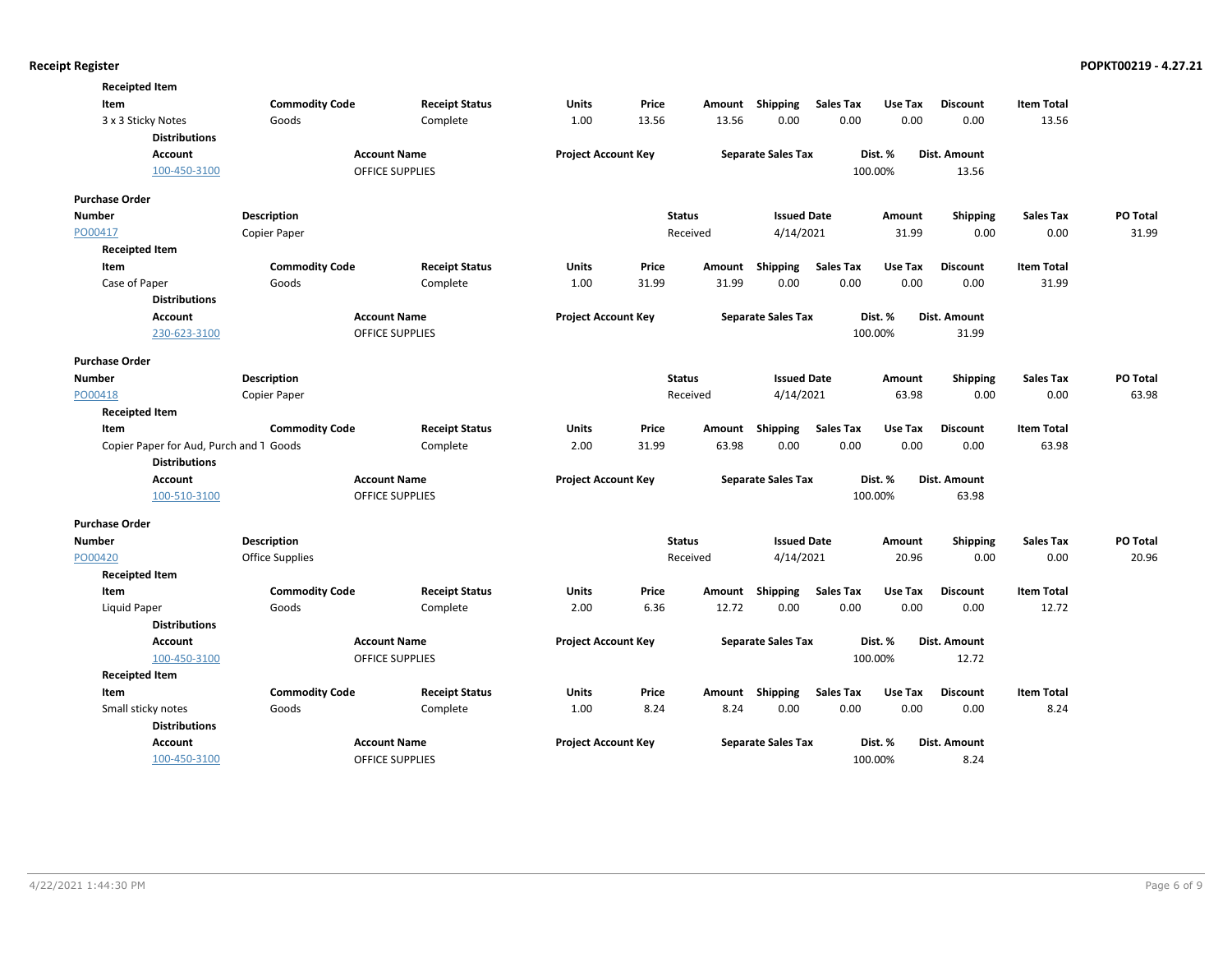**Receipted Item**

| Item | Commodity Code | Receipt Status | Units | Price | Amount | Shipping | Sales Tax | Use Tax | Discount | Item Total |
|---|---|---|---|---|---|---|---|---|---|---|
| 3 x 3 Sticky Notes | Goods | Complete | 1.00 | 13.56 | 13.56 | 0.00 | 0.00 | 0.00 | 0.00 | 13.56 |

**Distributions**

| Account | Account Name | Project Account Key | Separate Sales Tax | Dist. % | Dist. Amount |
|---|---|---|---|---|---|
| 100-450-3100 | OFFICE SUPPLIES | | | 100.00% | 13.56 |

**Purchase Order**

| Number | Description | Status | Issued Date | Amount | Shipping | Sales Tax | PO Total |
|---|---|---|---|---|---|---|---|
| PO00417 | Copier Paper | Received | 4/14/2021 | 31.99 | 0.00 | 0.00 | 31.99 |

**Receipted Item**

| Item | Commodity Code | Receipt Status | Units | Price | Amount | Shipping | Sales Tax | Use Tax | Discount | Item Total |
|---|---|---|---|---|---|---|---|---|---|---|
| Case of Paper | Goods | Complete | 1.00 | 31.99 | 31.99 | 0.00 | 0.00 | 0.00 | 0.00 | 31.99 |

**Distributions**

| Account | Account Name | Project Account Key | Separate Sales Tax | Dist. % | Dist. Amount |
|---|---|---|---|---|---|
| 230-623-3100 | OFFICE SUPPLIES | | | 100.00% | 31.99 |

**Purchase Order**

| Number | Description | Status | Issued Date | Amount | Shipping | Sales Tax | PO Total |
|---|---|---|---|---|---|---|---|
| PO00418 | Copier Paper | Received | 4/14/2021 | 63.98 | 0.00 | 0.00 | 63.98 |

**Receipted Item**

| Item | Commodity Code | Receipt Status | Units | Price | Amount | Shipping | Sales Tax | Use Tax | Discount | Item Total |
|---|---|---|---|---|---|---|---|---|---|---|
| Copier Paper for Aud, Purch and 1 | Goods | Complete | 2.00 | 31.99 | 63.98 | 0.00 | 0.00 | 0.00 | 0.00 | 63.98 |

**Distributions**

| Account | Account Name | Project Account Key | Separate Sales Tax | Dist. % | Dist. Amount |
|---|---|---|---|---|---|
| 100-510-3100 | OFFICE SUPPLIES | | | 100.00% | 63.98 |

**Purchase Order**

| Number | Description | Status | Issued Date | Amount | Shipping | Sales Tax | PO Total |
|---|---|---|---|---|---|---|---|
| PO00420 | Office Supplies | Received | 4/14/2021 | 20.96 | 0.00 | 0.00 | 20.96 |

**Receipted Item**

| Item | Commodity Code | Receipt Status | Units | Price | Amount | Shipping | Sales Tax | Use Tax | Discount | Item Total |
|---|---|---|---|---|---|---|---|---|---|---|
| Liquid Paper | Goods | Complete | 2.00 | 6.36 | 12.72 | 0.00 | 0.00 | 0.00 | 0.00 | 12.72 |

**Distributions**

| Account | Account Name | Project Account Key | Separate Sales Tax | Dist. % | Dist. Amount |
|---|---|---|---|---|---|
| 100-450-3100 | OFFICE SUPPLIES | | | 100.00% | 12.72 |

**Receipted Item**

| Item | Commodity Code | Receipt Status | Units | Price | Amount | Shipping | Sales Tax | Use Tax | Discount | Item Total |
|---|---|---|---|---|---|---|---|---|---|---|
| Small sticky notes | Goods | Complete | 1.00 | 8.24 | 8.24 | 0.00 | 0.00 | 0.00 | 0.00 | 8.24 |

**Distributions**

| Account | Account Name | Project Account Key | Separate Sales Tax | Dist. % | Dist. Amount |
|---|---|---|---|---|---|
| 100-450-3100 | OFFICE SUPPLIES | | | 100.00% | 8.24 |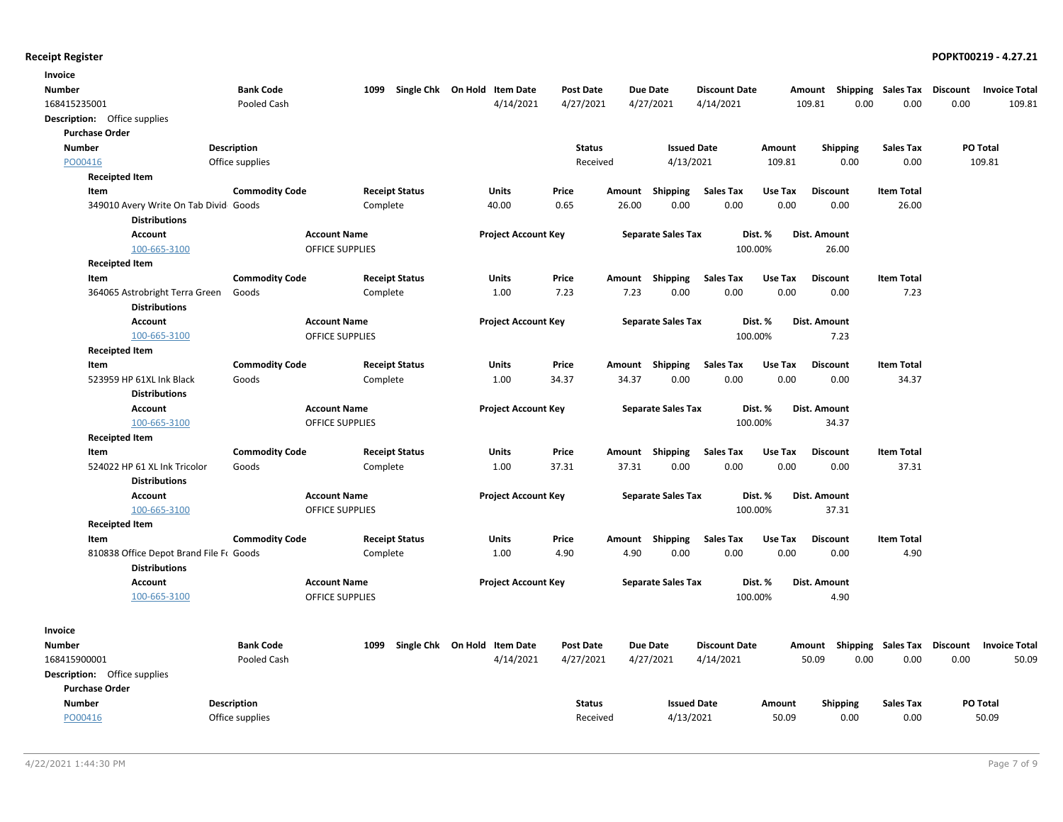## Receipt Register

**Invoice**

| Number | Bank Code | 1099 | Single Chk | On Hold | Item Date | Post Date | Due Date | Discount Date | Amount | Shipping | Sales Tax | Discount | Invoice Total |
|---|---|---|---|---|---|---|---|---|---|---|---|---|---|
| 168415235001 | Pooled Cash | | | | 4/14/2021 | 4/27/2021 | 4/27/2021 | 4/14/2021 | 109.81 | 0.00 | 0.00 | 0.00 | 109.81 |

**Description:** Office supplies

**Purchase Order**

| Number | Description | Status | Issued Date | Amount | Shipping | Sales Tax | PO Total |
|---|---|---|---|---|---|---|---|
| PO00416 | Office supplies | Received | 4/13/2021 | 109.81 | 0.00 | 0.00 | 109.81 |

**Receipted Item**

| Item | Commodity Code | Receipt Status | Units | Price | Amount | Shipping | Sales Tax | Use Tax | Discount | Item Total |
|---|---|---|---|---|---|---|---|---|---|---|
| 349010 Avery Write On Tab Divid | Goods | Complete | 40.00 | 0.65 | 26.00 | 0.00 | 0.00 | 0.00 | 0.00 | 26.00 |

**Distributions**

| Account | Account Name | Project Account Key | Separate Sales Tax | Dist. % | Dist. Amount |
|---|---|---|---|---|---|
| 100-665-3100 | OFFICE SUPPLIES | | | 100.00% | 26.00 |

**Receipted Item**

| Item | Commodity Code | Receipt Status | Units | Price | Amount | Shipping | Sales Tax | Use Tax | Discount | Item Total |
|---|---|---|---|---|---|---|---|---|---|---|
| 364065 Astrobright Terra Green | Goods | Complete | 1.00 | 7.23 | 7.23 | 0.00 | 0.00 | 0.00 | 0.00 | 7.23 |

**Distributions**

| Account | Account Name | Project Account Key | Separate Sales Tax | Dist. % | Dist. Amount |
|---|---|---|---|---|---|
| 100-665-3100 | OFFICE SUPPLIES | | | 100.00% | 7.23 |

**Receipted Item**

| Item | Commodity Code | Receipt Status | Units | Price | Amount | Shipping | Sales Tax | Use Tax | Discount | Item Total |
|---|---|---|---|---|---|---|---|---|---|---|
| 523959 HP 61XL Ink Black | Goods | Complete | 1.00 | 34.37 | 34.37 | 0.00 | 0.00 | 0.00 | 0.00 | 34.37 |

**Distributions**

| Account | Account Name | Project Account Key | Separate Sales Tax | Dist. % | Dist. Amount |
|---|---|---|---|---|---|
| 100-665-3100 | OFFICE SUPPLIES | | | 100.00% | 34.37 |

**Receipted Item**

| Item | Commodity Code | Receipt Status | Units | Price | Amount | Shipping | Sales Tax | Use Tax | Discount | Item Total |
|---|---|---|---|---|---|---|---|---|---|---|
| 524022 HP 61 XL Ink Tricolor | Goods | Complete | 1.00 | 37.31 | 37.31 | 0.00 | 0.00 | 0.00 | 0.00 | 37.31 |

**Distributions**

| Account | Account Name | Project Account Key | Separate Sales Tax | Dist. % | Dist. Amount |
|---|---|---|---|---|---|
| 100-665-3100 | OFFICE SUPPLIES | | | 100.00% | 37.31 |

**Receipted Item**

| Item | Commodity Code | Receipt Status | Units | Price | Amount | Shipping | Sales Tax | Use Tax | Discount | Item Total |
|---|---|---|---|---|---|---|---|---|---|---|
| 810838 Office Depot Brand File Fo | Goods | Complete | 1.00 | 4.90 | 4.90 | 0.00 | 0.00 | 0.00 | 0.00 | 4.90 |

**Distributions**

| Account | Account Name | Project Account Key | Separate Sales Tax | Dist. % | Dist. Amount |
|---|---|---|---|---|---|
| 100-665-3100 | OFFICE SUPPLIES | | | 100.00% | 4.90 |

**Invoice**

| Number | Bank Code | 1099 | Single Chk | On Hold | Item Date | Post Date | Due Date | Discount Date | Amount | Shipping | Sales Tax | Discount | Invoice Total |
|---|---|---|---|---|---|---|---|---|---|---|---|---|---|
| 168415900001 | Pooled Cash | | | | 4/14/2021 | 4/27/2021 | 4/27/2021 | 4/14/2021 | 50.09 | 0.00 | 0.00 | 0.00 | 50.09 |

**Description:** Office supplies

**Purchase Order**

| Number | Description | Status | Issued Date | Amount | Shipping | Sales Tax | PO Total |
|---|---|---|---|---|---|---|---|
| PO00416 | Office supplies | Received | 4/13/2021 | 50.09 | 0.00 | 0.00 | 50.09 |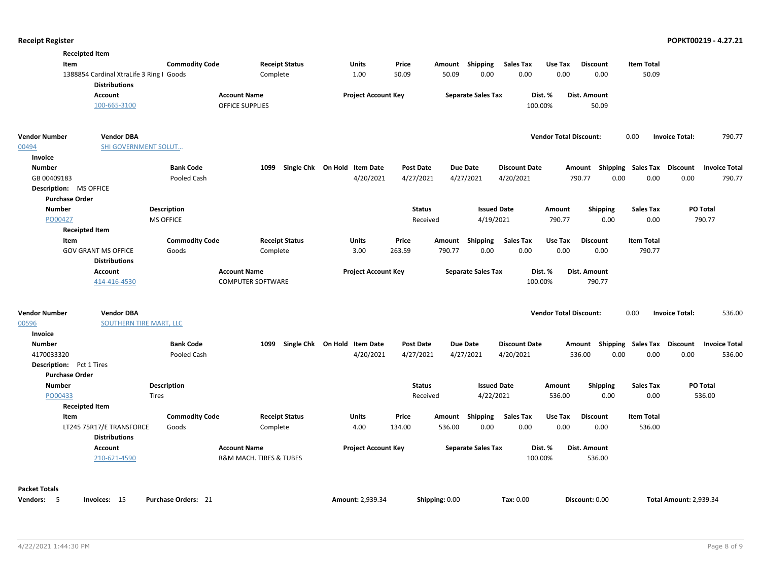**Receipted Item**

| Item | Commodity Code | Receipt Status | Units | Price | Amount | Shipping | Sales Tax | Use Tax | Discount | Item Total |
|---|---|---|---|---|---|---|---|---|---|---|
| 1388854 Cardinal XtraLife 3 Ring I | Goods | Complete | 1.00 | 50.09 | 50.09 | 0.00 | 0.00 | 0.00 | 0.00 | 50.09 |

**Distributions**

| Account | Account Name | Project Account Key | Separate Sales Tax | Dist. % | Dist. Amount |
|---|---|---|---|---|---|
| 100-665-3100 | OFFICE SUPPLIES | | | 100.00% | 50.09 |

**Vendor Number:** 00494 **Vendor DBA:** SHI GOVERNMENT SOLUT... **Vendor Total Discount:** 0.00 **Invoice Total:** 790.77

**Invoice**

| Number | Bank Code | 1099 | Single Chk | On Hold | Item Date | Post Date | Due Date | Discount Date | Amount | Shipping | Sales Tax | Discount | Invoice Total |
|---|---|---|---|---|---|---|---|---|---|---|---|---|---|
| GB 00409183 | Pooled Cash | | | | 4/20/2021 | 4/27/2021 | 4/27/2021 | 4/20/2021 | 790.77 | 0.00 | 0.00 | 0.00 | 790.77 |

**Description:** MS OFFICE

**Purchase Order**

| Number | Description | Status | Issued Date | Amount | Shipping | Sales Tax | PO Total |
|---|---|---|---|---|---|---|---|
| PO00427 | MS OFFICE | Received | 4/19/2021 | 790.77 | 0.00 | 0.00 | 790.77 |

**Receipted Item**

| Item | Commodity Code | Receipt Status | Units | Price | Amount | Shipping | Sales Tax | Use Tax | Discount | Item Total |
|---|---|---|---|---|---|---|---|---|---|---|
| GOV GRANT MS OFFICE | Goods | Complete | 3.00 | 263.59 | 790.77 | 0.00 | 0.00 | 0.00 | 0.00 | 790.77 |

**Distributions**

| Account | Account Name | Project Account Key | Separate Sales Tax | Dist. % | Dist. Amount |
|---|---|---|---|---|---|
| 414-416-4530 | COMPUTER SOFTWARE | | | 100.00% | 790.77 |

**Vendor Number:** 00596 **Vendor DBA:** SOUTHERN TIRE MART, LLC **Vendor Total Discount:** 0.00 **Invoice Total:** 536.00

**Invoice**

| Number | Bank Code | 1099 | Single Chk | On Hold | Item Date | Post Date | Due Date | Discount Date | Amount | Shipping | Sales Tax | Discount | Invoice Total |
|---|---|---|---|---|---|---|---|---|---|---|---|---|---|
| 4170033320 | Pooled Cash | | | | 4/20/2021 | 4/27/2021 | 4/27/2021 | 4/20/2021 | 536.00 | 0.00 | 0.00 | 0.00 | 536.00 |

**Description:** Pct 1 Tires

**Purchase Order**

| Number | Description | Status | Issued Date | Amount | Shipping | Sales Tax | PO Total |
|---|---|---|---|---|---|---|---|
| PO00433 | Tires | Received | 4/22/2021 | 536.00 | 0.00 | 0.00 | 536.00 |

**Receipted Item**

| Item | Commodity Code | Receipt Status | Units | Price | Amount | Shipping | Sales Tax | Use Tax | Discount | Item Total |
|---|---|---|---|---|---|---|---|---|---|---|
| LT245 75R17/E TRANSFORCE | Goods | Complete | 4.00 | 134.00 | 536.00 | 0.00 | 0.00 | 0.00 | 0.00 | 536.00 |

**Distributions**

| Account | Account Name | Project Account Key | Separate Sales Tax | Dist. % | Dist. Amount |
|---|---|---|---|---|---|
| 210-621-4590 | R&M MACH. TIRES & TUBES | | | 100.00% | 536.00 |

**Packet Totals**

**Vendors:** 5 **Invoices:** 15 **Purchase Orders:** 21 **Amount:** 2,939.34 **Shipping:** 0.00 **Tax:** 0.00 **Discount:** 0.00 **Total Amount:** 2,939.34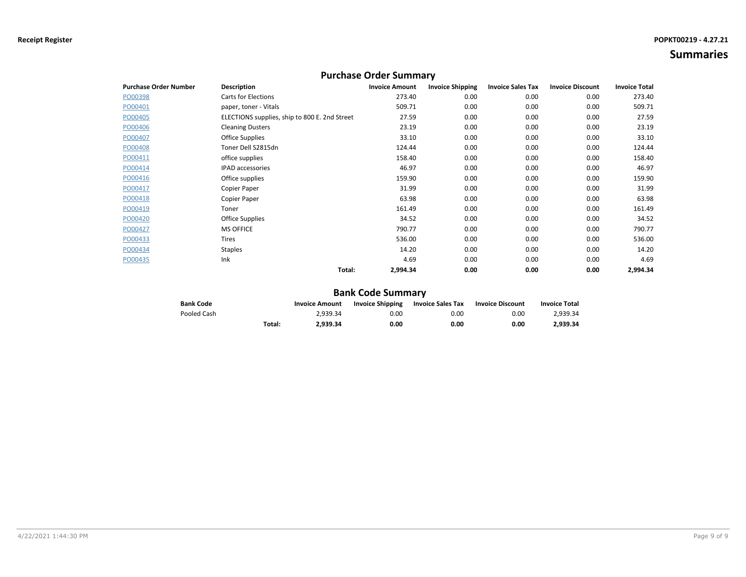Receipt Register

POPKT00219 - 4.27.21

# Summaries

## Purchase Order Summary

| Purchase Order Number | Description | Invoice Amount | Invoice Shipping | Invoice Sales Tax | Invoice Discount | Invoice Total |
|---|---|---|---|---|---|---|
| PO00398 | Carts for Elections | 273.40 | 0.00 | 0.00 | 0.00 | 273.40 |
| PO00401 | paper, toner - Vitals | 509.71 | 0.00 | 0.00 | 0.00 | 509.71 |
| PO00405 | ELECTIONS supplies, ship to 800 E. 2nd Street | 27.59 | 0.00 | 0.00 | 0.00 | 27.59 |
| PO00406 | Cleaning Dusters | 23.19 | 0.00 | 0.00 | 0.00 | 23.19 |
| PO00407 | Office Supplies | 33.10 | 0.00 | 0.00 | 0.00 | 33.10 |
| PO00408 | Toner Dell S2815dn | 124.44 | 0.00 | 0.00 | 0.00 | 124.44 |
| PO00411 | office supplies | 158.40 | 0.00 | 0.00 | 0.00 | 158.40 |
| PO00414 | IPAD accessories | 46.97 | 0.00 | 0.00 | 0.00 | 46.97 |
| PO00416 | Office supplies | 159.90 | 0.00 | 0.00 | 0.00 | 159.90 |
| PO00417 | Copier Paper | 31.99 | 0.00 | 0.00 | 0.00 | 31.99 |
| PO00418 | Copier Paper | 63.98 | 0.00 | 0.00 | 0.00 | 63.98 |
| PO00419 | Toner | 161.49 | 0.00 | 0.00 | 0.00 | 161.49 |
| PO00420 | Office Supplies | 34.52 | 0.00 | 0.00 | 0.00 | 34.52 |
| PO00427 | MS OFFICE | 790.77 | 0.00 | 0.00 | 0.00 | 790.77 |
| PO00433 | Tires | 536.00 | 0.00 | 0.00 | 0.00 | 536.00 |
| PO00434 | Staples | 14.20 | 0.00 | 0.00 | 0.00 | 14.20 |
| PO00435 | Ink | 4.69 | 0.00 | 0.00 | 0.00 | 4.69 |
| | **Total:** | **2,994.34** | **0.00** | **0.00** | **0.00** | **2,994.34** |

## Bank Code Summary

| Bank Code | | Invoice Amount | Invoice Shipping | Invoice Sales Tax | Invoice Discount | Invoice Total |
|---|---|---|---|---|---|---|
| Pooled Cash | | 2,939.34 | 0.00 | 0.00 | 0.00 | 2,939.34 |
| | **Total:** | **2,939.34** | **0.00** | **0.00** | **0.00** | **2,939.34** |